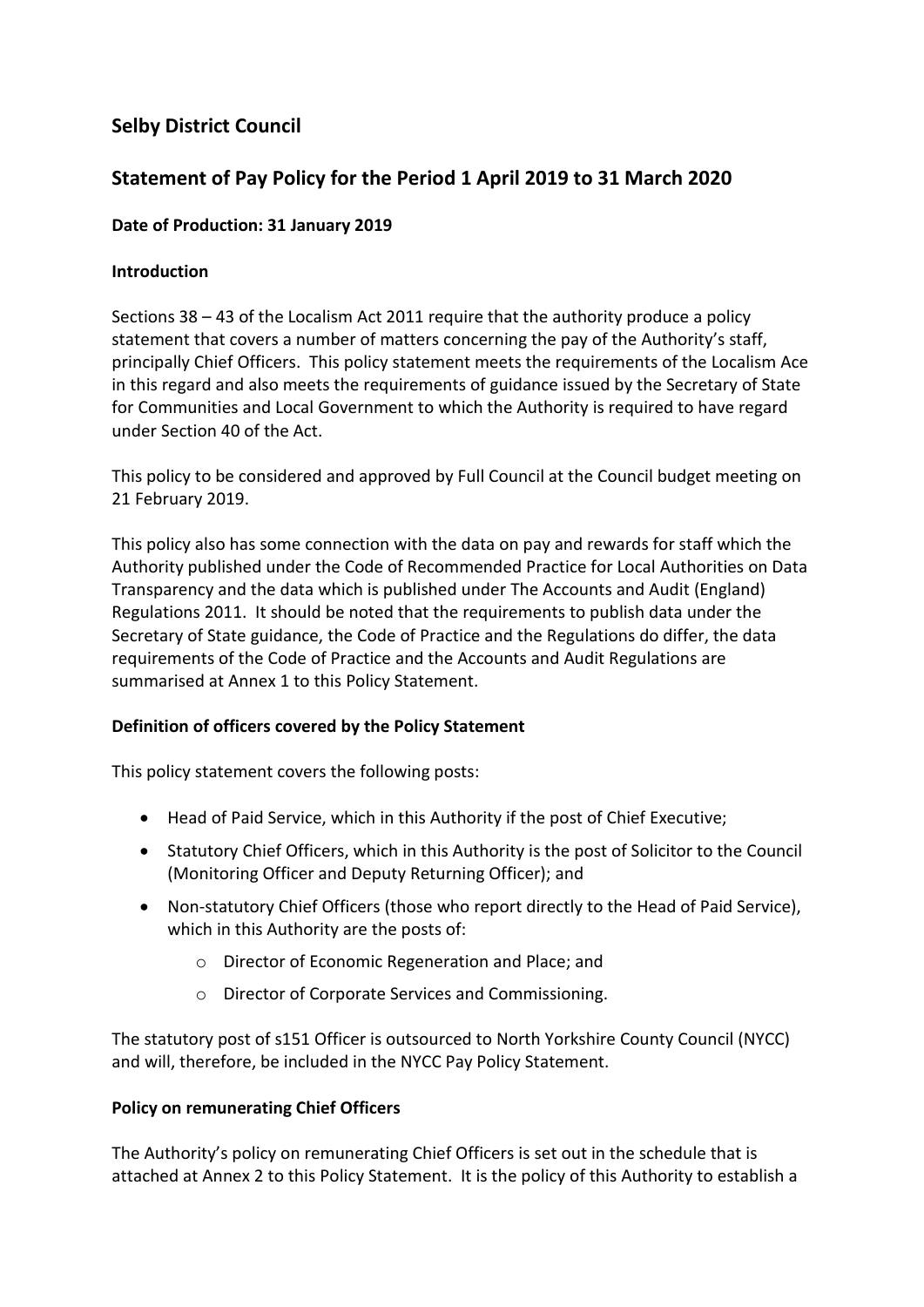# Selby District Council

## Statement of Pay Policy for the Period 1 April 2019 to 31 March 2020

**Date of Production: 31 January 2019**

**Introduction**

Sections 38 – 43 of the Localism Act 2011 require that the authority produce a policy statement that covers a number of matters concerning the pay of the Authority's staff, principally Chief Officers. This policy statement meets the requirements of the Localism Ace in this regard and also meets the requirements of guidance issued by the Secretary of State for Communities and Local Government to which the Authority is required to have regard under Section 40 of the Act.

This policy to be considered and approved by Full Council at the Council budget meeting on 21 February 2019.

This policy also has some connection with the data on pay and rewards for staff which the Authority published under the Code of Recommended Practice for Local Authorities on Data Transparency and the data which is published under The Accounts and Audit (England) Regulations 2011. It should be noted that the requirements to publish data under the Secretary of State guidance, the Code of Practice and the Regulations do differ, the data requirements of the Code of Practice and the Accounts and Audit Regulations are summarised at Annex 1 to this Policy Statement.

**Definition of officers covered by the Policy Statement**

This policy statement covers the following posts:

- Head of Paid Service, which in this Authority if the post of Chief Executive;
- Statutory Chief Officers, which in this Authority is the post of Solicitor to the Council (Monitoring Officer and Deputy Returning Officer); and
- Non-statutory Chief Officers (those who report directly to the Head of Paid Service), which in this Authority are the posts of:
  - Director of Economic Regeneration and Place; and
  - Director of Corporate Services and Commissioning.

The statutory post of s151 Officer is outsourced to North Yorkshire County Council (NYCC) and will, therefore, be included in the NYCC Pay Policy Statement.

**Policy on remunerating Chief Officers**

The Authority's policy on remunerating Chief Officers is set out in the schedule that is attached at Annex 2 to this Policy Statement. It is the policy of this Authority to establish a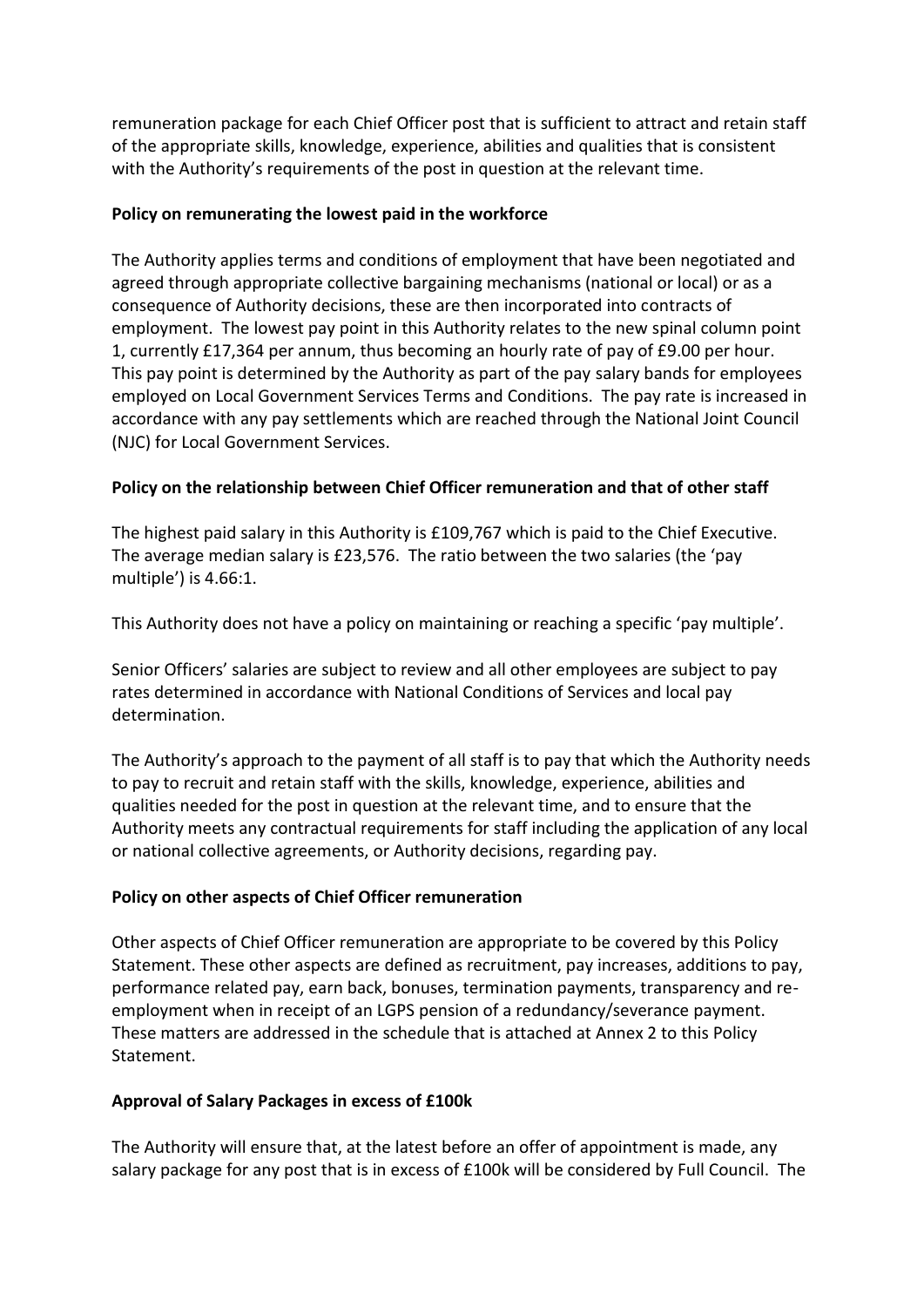remuneration package for each Chief Officer post that is sufficient to attract and retain staff of the appropriate skills, knowledge, experience, abilities and qualities that is consistent with the Authority's requirements of the post in question at the relevant time.

**Policy on remunerating the lowest paid in the workforce**

The Authority applies terms and conditions of employment that have been negotiated and agreed through appropriate collective bargaining mechanisms (national or local) or as a consequence of Authority decisions, these are then incorporated into contracts of employment. The lowest pay point in this Authority relates to the new spinal column point 1, currently £17,364 per annum, thus becoming an hourly rate of pay of £9.00 per hour. This pay point is determined by the Authority as part of the pay salary bands for employees employed on Local Government Services Terms and Conditions. The pay rate is increased in accordance with any pay settlements which are reached through the National Joint Council (NJC) for Local Government Services.

**Policy on the relationship between Chief Officer remuneration and that of other staff**

The highest paid salary in this Authority is £109,767 which is paid to the Chief Executive. The average median salary is £23,576. The ratio between the two salaries (the 'pay multiple') is 4.66:1.

This Authority does not have a policy on maintaining or reaching a specific 'pay multiple'.

Senior Officers' salaries are subject to review and all other employees are subject to pay rates determined in accordance with National Conditions of Services and local pay determination.

The Authority's approach to the payment of all staff is to pay that which the Authority needs to pay to recruit and retain staff with the skills, knowledge, experience, abilities and qualities needed for the post in question at the relevant time, and to ensure that the Authority meets any contractual requirements for staff including the application of any local or national collective agreements, or Authority decisions, regarding pay.

**Policy on other aspects of Chief Officer remuneration**

Other aspects of Chief Officer remuneration are appropriate to be covered by this Policy Statement. These other aspects are defined as recruitment, pay increases, additions to pay, performance related pay, earn back, bonuses, termination payments, transparency and re-employment when in receipt of an LGPS pension of a redundancy/severance payment. These matters are addressed in the schedule that is attached at Annex 2 to this Policy Statement.

**Approval of Salary Packages in excess of £100k**

The Authority will ensure that, at the latest before an offer of appointment is made, any salary package for any post that is in excess of £100k will be considered by Full Council. The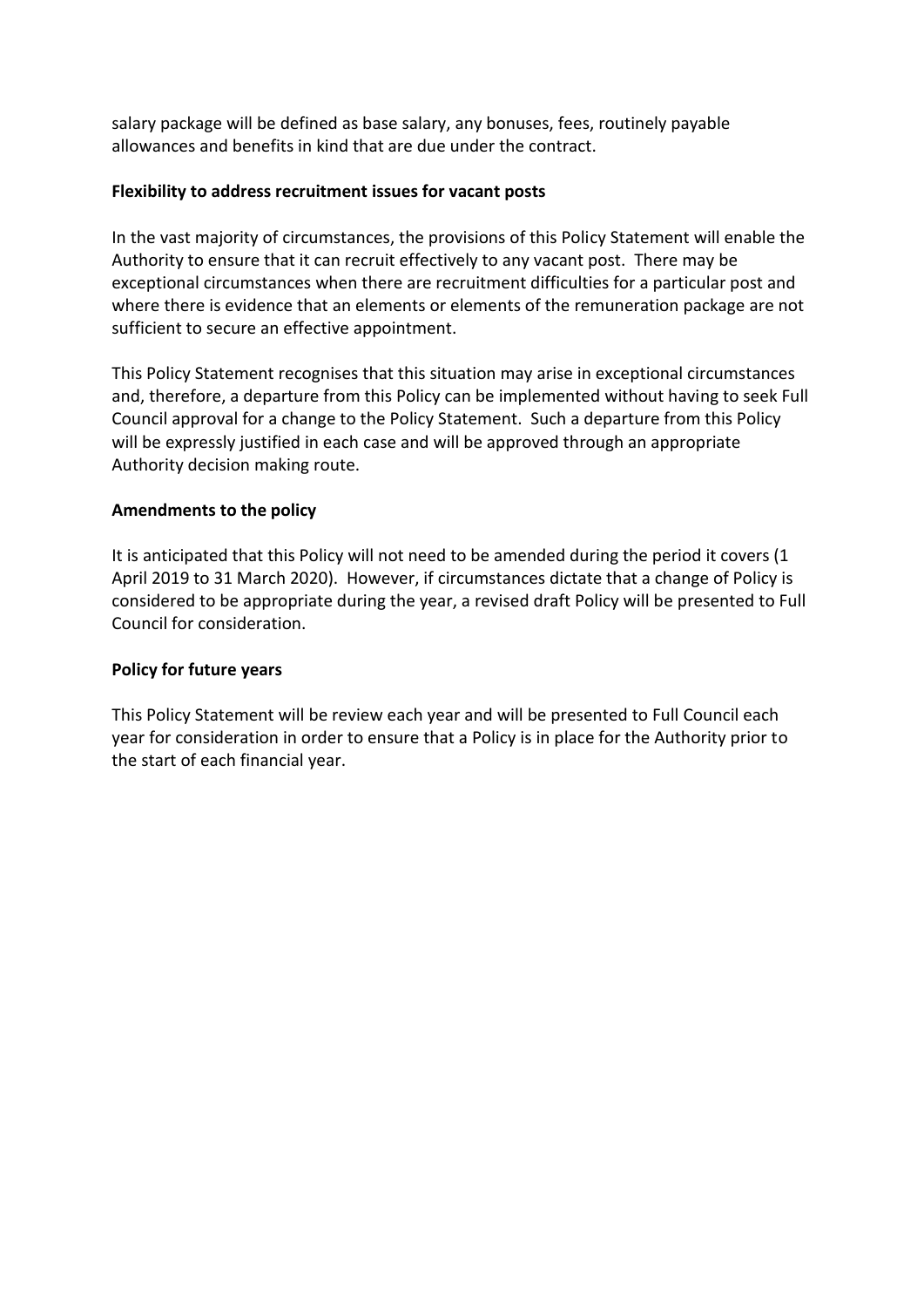salary package will be defined as base salary, any bonuses, fees, routinely payable allowances and benefits in kind that are due under the contract.

**Flexibility to address recruitment issues for vacant posts**

In the vast majority of circumstances, the provisions of this Policy Statement will enable the Authority to ensure that it can recruit effectively to any vacant post. There may be exceptional circumstances when there are recruitment difficulties for a particular post and where there is evidence that an elements or elements of the remuneration package are not sufficient to secure an effective appointment.

This Policy Statement recognises that this situation may arise in exceptional circumstances and, therefore, a departure from this Policy can be implemented without having to seek Full Council approval for a change to the Policy Statement. Such a departure from this Policy will be expressly justified in each case and will be approved through an appropriate Authority decision making route.

**Amendments to the policy**

It is anticipated that this Policy will not need to be amended during the period it covers (1 April 2019 to 31 March 2020). However, if circumstances dictate that a change of Policy is considered to be appropriate during the year, a revised draft Policy will be presented to Full Council for consideration.

**Policy for future years**

This Policy Statement will be review each year and will be presented to Full Council each year for consideration in order to ensure that a Policy is in place for the Authority prior to the start of each financial year.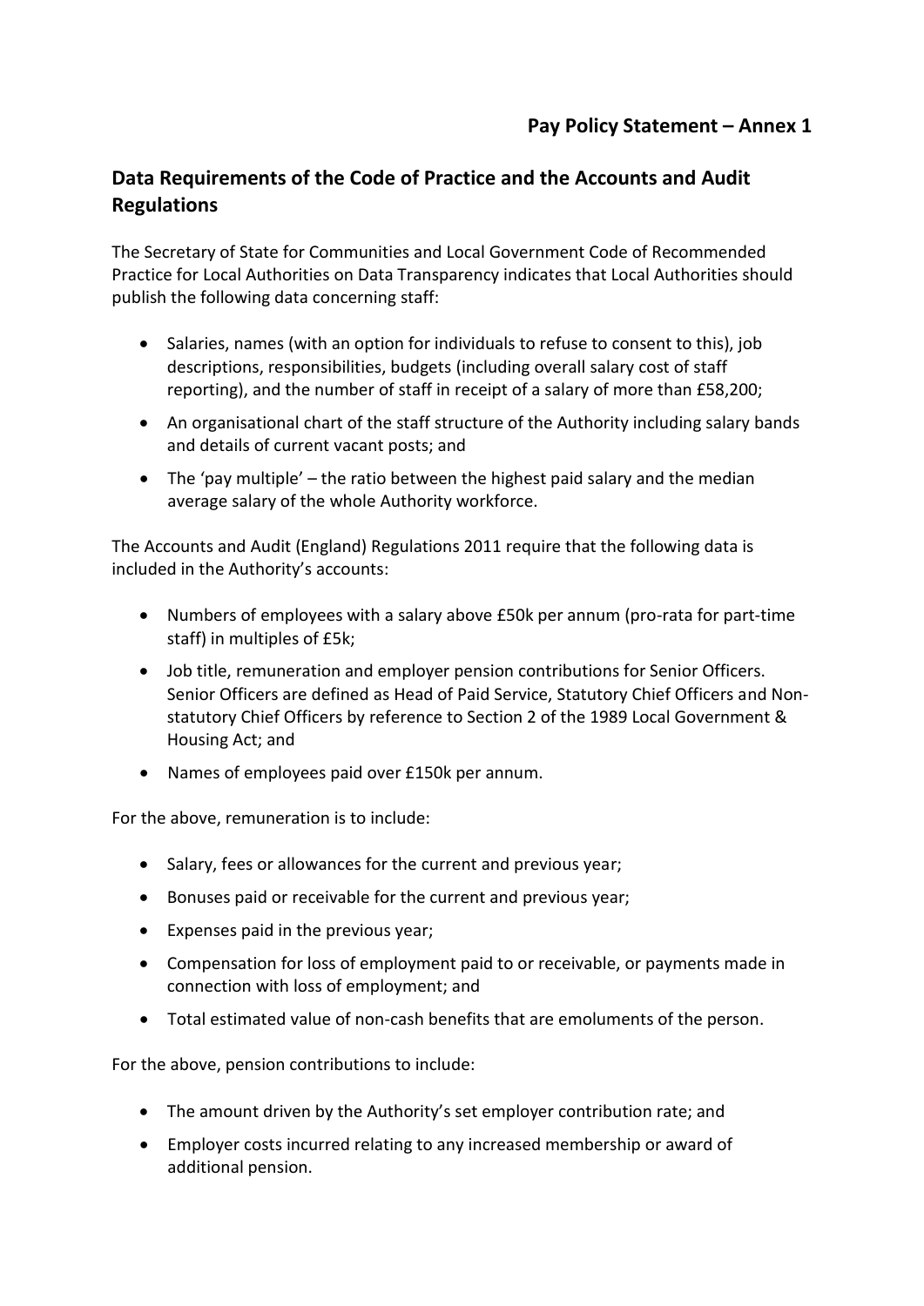**Pay Policy Statement – Annex 1**

## Data Requirements of the Code of Practice and the Accounts and Audit Regulations

The Secretary of State for Communities and Local Government Code of Recommended Practice for Local Authorities on Data Transparency indicates that Local Authorities should publish the following data concerning staff:

- Salaries, names (with an option for individuals to refuse to consent to this), job descriptions, responsibilities, budgets (including overall salary cost of staff reporting), and the number of staff in receipt of a salary of more than £58,200;
- An organisational chart of the staff structure of the Authority including salary bands and details of current vacant posts; and
- The 'pay multiple' – the ratio between the highest paid salary and the median average salary of the whole Authority workforce.

The Accounts and Audit (England) Regulations 2011 require that the following data is included in the Authority's accounts:

- Numbers of employees with a salary above £50k per annum (pro-rata for part-time staff) in multiples of £5k;
- Job title, remuneration and employer pension contributions for Senior Officers. Senior Officers are defined as Head of Paid Service, Statutory Chief Officers and Non-statutory Chief Officers by reference to Section 2 of the 1989 Local Government & Housing Act; and
- Names of employees paid over £150k per annum.

For the above, remuneration is to include:

- Salary, fees or allowances for the current and previous year;
- Bonuses paid or receivable for the current and previous year;
- Expenses paid in the previous year;
- Compensation for loss of employment paid to or receivable, or payments made in connection with loss of employment; and
- Total estimated value of non-cash benefits that are emoluments of the person.

For the above, pension contributions to include:

- The amount driven by the Authority's set employer contribution rate; and
- Employer costs incurred relating to any increased membership or award of additional pension.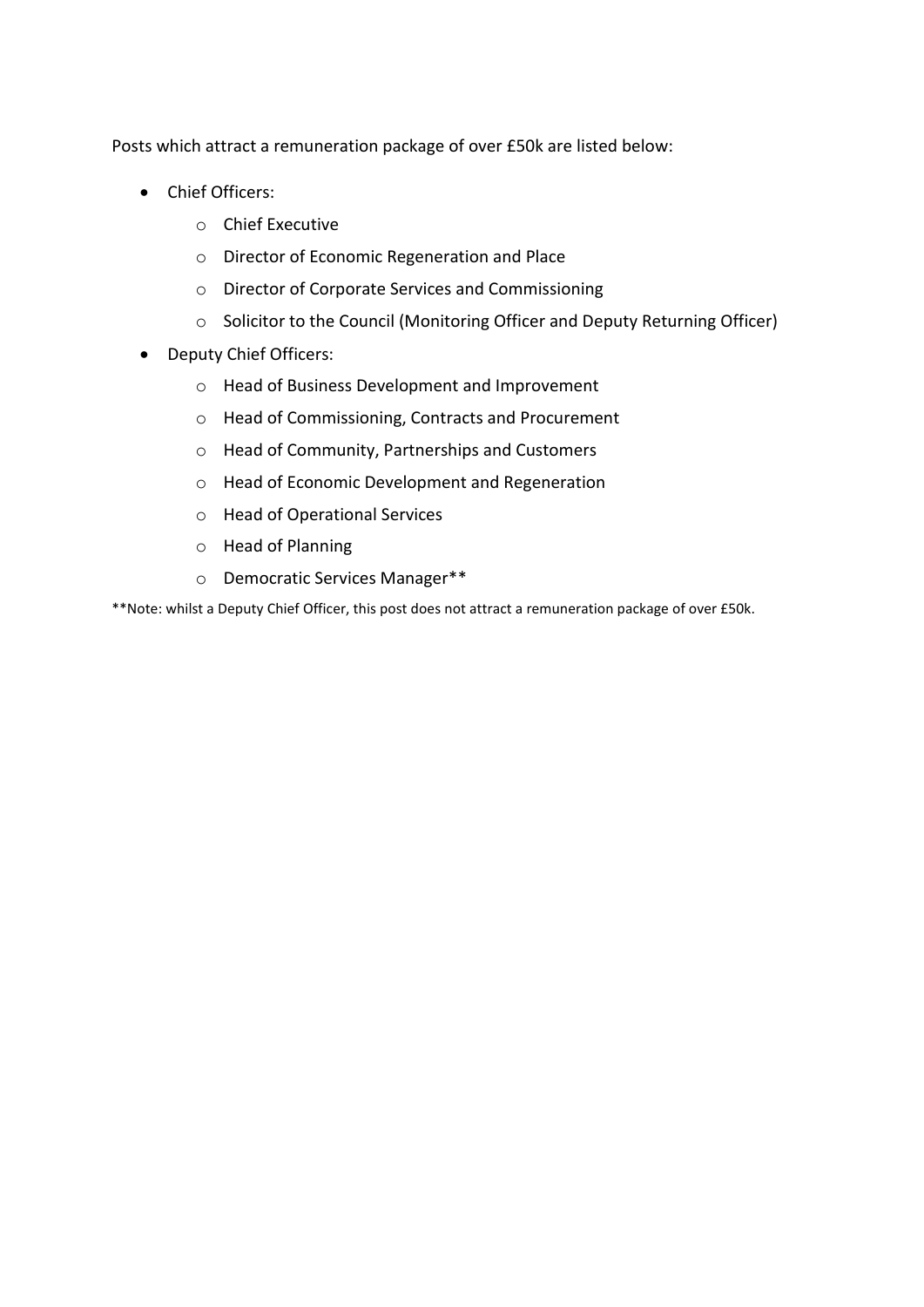Posts which attract a remuneration package of over £50k are listed below:

- Chief Officers:
  - Chief Executive
  - Director of Economic Regeneration and Place
  - Director of Corporate Services and Commissioning
  - Solicitor to the Council (Monitoring Officer and Deputy Returning Officer)
- Deputy Chief Officers:
  - Head of Business Development and Improvement
  - Head of Commissioning, Contracts and Procurement
  - Head of Community, Partnerships and Customers
  - Head of Economic Development and Regeneration
  - Head of Operational Services
  - Head of Planning
  - Democratic Services Manager**

**Note: whilst a Deputy Chief Officer, this post does not attract a remuneration package of over £50k.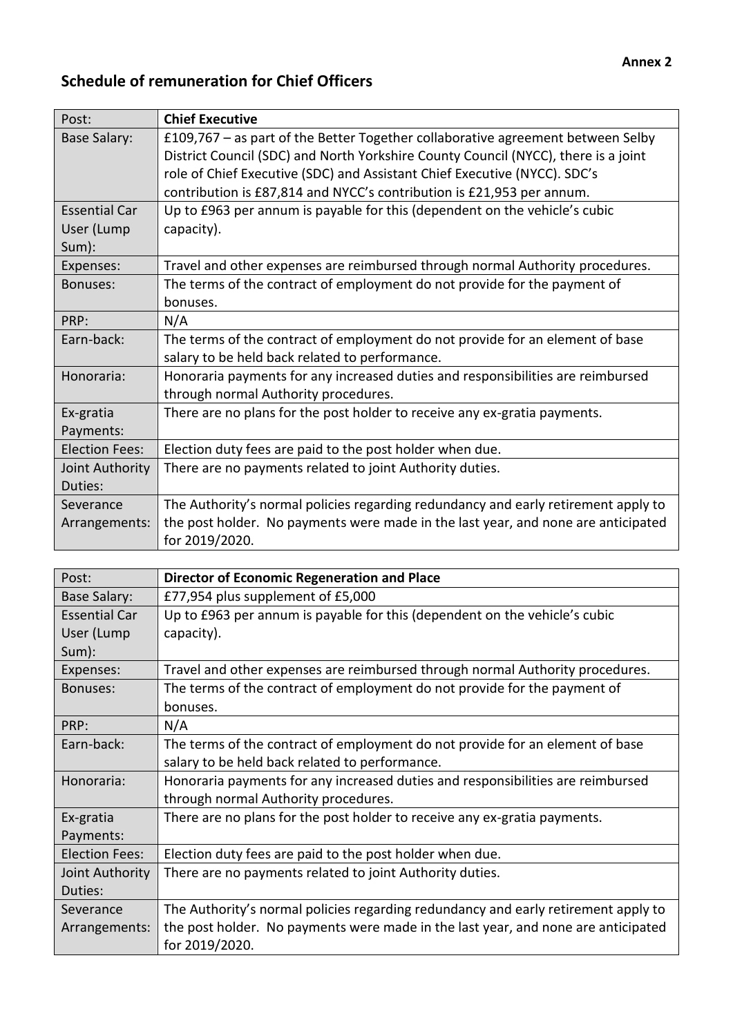**Annex 2**

## Schedule of remuneration for Chief Officers

| Post: | **Chief Executive** |
|---|---|
| Base Salary: | £109,767 – as part of the Better Together collaborative agreement between Selby District Council (SDC) and North Yorkshire County Council (NYCC), there is a joint role of Chief Executive (SDC) and Assistant Chief Executive (NYCC). SDC's contribution is £87,814 and NYCC's contribution is £21,953 per annum. |
| Essential Car User (Lump Sum): | Up to £963 per annum is payable for this (dependent on the vehicle's cubic capacity). |
| Expenses: | Travel and other expenses are reimbursed through normal Authority procedures. |
| Bonuses: | The terms of the contract of employment do not provide for the payment of bonuses. |
| PRP: | N/A |
| Earn-back: | The terms of the contract of employment do not provide for an element of base salary to be held back related to performance. |
| Honoraria: | Honoraria payments for any increased duties and responsibilities are reimbursed through normal Authority procedures. |
| Ex-gratia Payments: | There are no plans for the post holder to receive any ex-gratia payments. |
| Election Fees: | Election duty fees are paid to the post holder when due. |
| Joint Authority Duties: | There are no payments related to joint Authority duties. |
| Severance Arrangements: | The Authority's normal policies regarding redundancy and early retirement apply to the post holder. No payments were made in the last year, and none are anticipated for 2019/2020. |

| Post: | **Director of Economic Regeneration and Place** |
|---|---|
| Base Salary: | £77,954 plus supplement of £5,000 |
| Essential Car User (Lump Sum): | Up to £963 per annum is payable for this (dependent on the vehicle's cubic capacity). |
| Expenses: | Travel and other expenses are reimbursed through normal Authority procedures. |
| Bonuses: | The terms of the contract of employment do not provide for the payment of bonuses. |
| PRP: | N/A |
| Earn-back: | The terms of the contract of employment do not provide for an element of base salary to be held back related to performance. |
| Honoraria: | Honoraria payments for any increased duties and responsibilities are reimbursed through normal Authority procedures. |
| Ex-gratia Payments: | There are no plans for the post holder to receive any ex-gratia payments. |
| Election Fees: | Election duty fees are paid to the post holder when due. |
| Joint Authority Duties: | There are no payments related to joint Authority duties. |
| Severance Arrangements: | The Authority's normal policies regarding redundancy and early retirement apply to the post holder. No payments were made in the last year, and none are anticipated for 2019/2020. |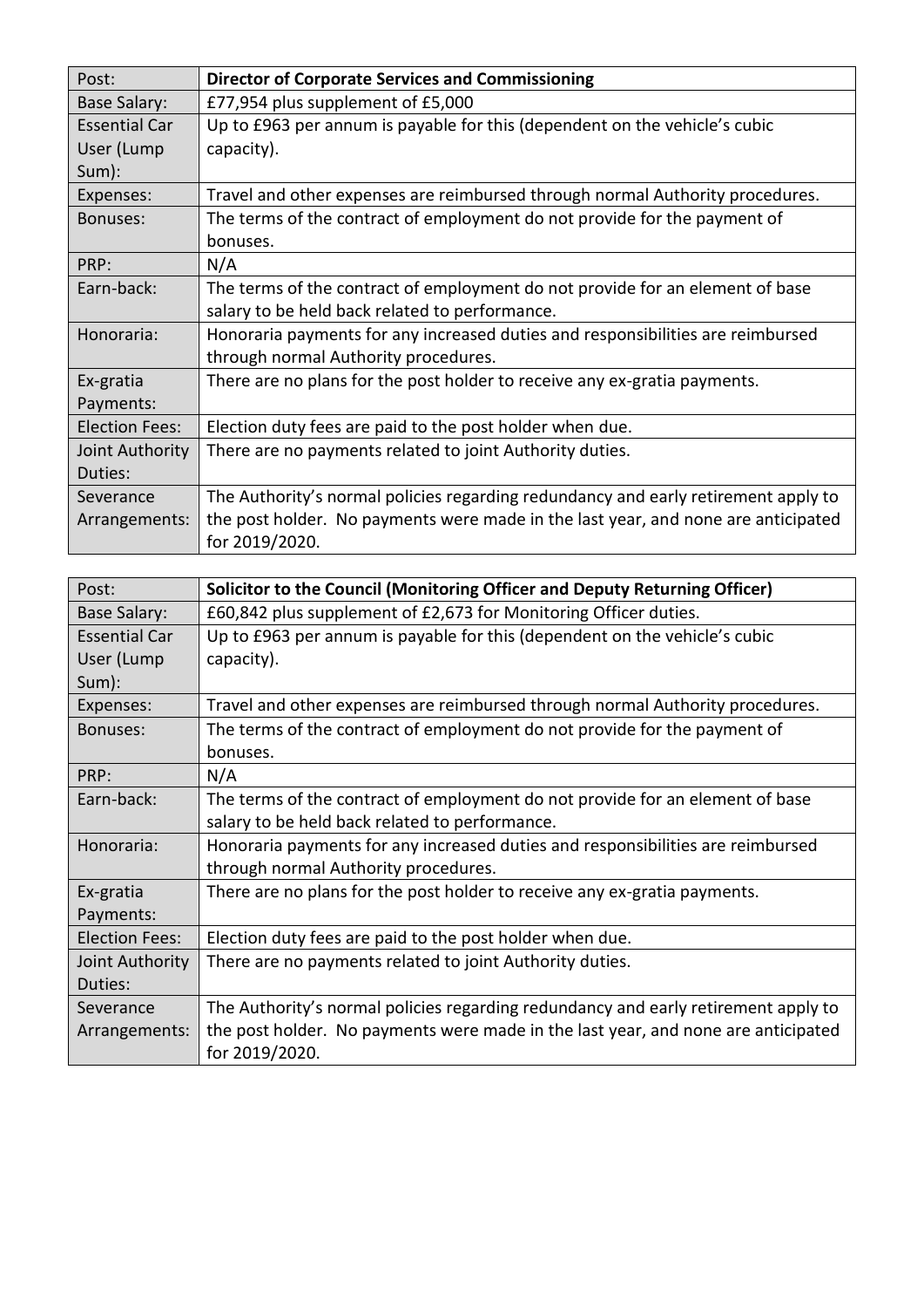| Post: | **Director of Corporate Services and Commissioning** |
|---|---|
| Base Salary: | £77,954 plus supplement of £5,000 |
| Essential Car User (Lump Sum): | Up to £963 per annum is payable for this (dependent on the vehicle's cubic capacity). |
| Expenses: | Travel and other expenses are reimbursed through normal Authority procedures. |
| Bonuses: | The terms of the contract of employment do not provide for the payment of bonuses. |
| PRP: | N/A |
| Earn-back: | The terms of the contract of employment do not provide for an element of base salary to be held back related to performance. |
| Honoraria: | Honoraria payments for any increased duties and responsibilities are reimbursed through normal Authority procedures. |
| Ex-gratia Payments: | There are no plans for the post holder to receive any ex-gratia payments. |
| Election Fees: | Election duty fees are paid to the post holder when due. |
| Joint Authority Duties: | There are no payments related to joint Authority duties. |
| Severance Arrangements: | The Authority's normal policies regarding redundancy and early retirement apply to the post holder. No payments were made in the last year, and none are anticipated for 2019/2020. |

| Post: | **Solicitor to the Council (Monitoring Officer and Deputy Returning Officer)** |
|---|---|
| Base Salary: | £60,842 plus supplement of £2,673 for Monitoring Officer duties. |
| Essential Car User (Lump Sum): | Up to £963 per annum is payable for this (dependent on the vehicle's cubic capacity). |
| Expenses: | Travel and other expenses are reimbursed through normal Authority procedures. |
| Bonuses: | The terms of the contract of employment do not provide for the payment of bonuses. |
| PRP: | N/A |
| Earn-back: | The terms of the contract of employment do not provide for an element of base salary to be held back related to performance. |
| Honoraria: | Honoraria payments for any increased duties and responsibilities are reimbursed through normal Authority procedures. |
| Ex-gratia Payments: | There are no plans for the post holder to receive any ex-gratia payments. |
| Election Fees: | Election duty fees are paid to the post holder when due. |
| Joint Authority Duties: | There are no payments related to joint Authority duties. |
| Severance Arrangements: | The Authority's normal policies regarding redundancy and early retirement apply to the post holder. No payments were made in the last year, and none are anticipated for 2019/2020. |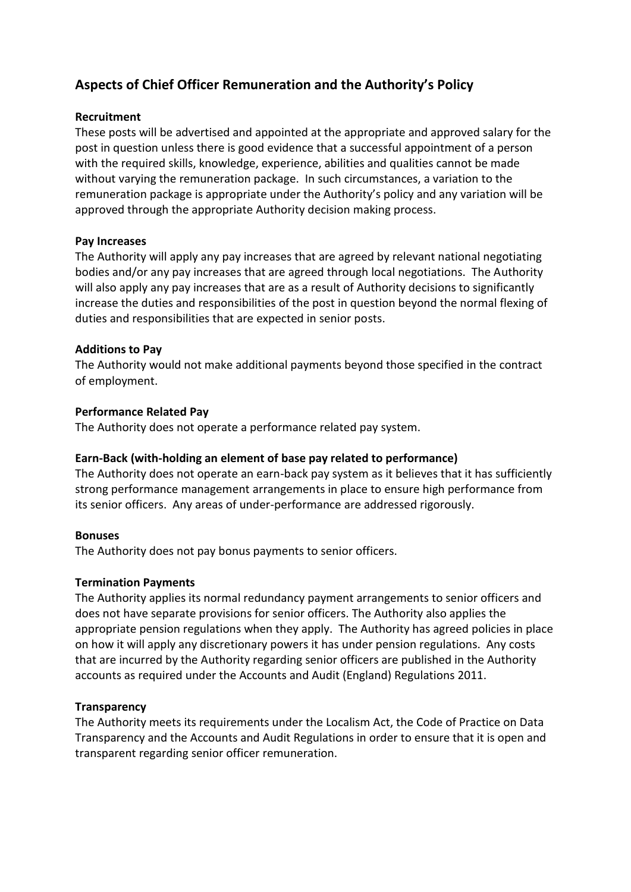## Aspects of Chief Officer Remuneration and the Authority's Policy

**Recruitment**

These posts will be advertised and appointed at the appropriate and approved salary for the post in question unless there is good evidence that a successful appointment of a person with the required skills, knowledge, experience, abilities and qualities cannot be made without varying the remuneration package. In such circumstances, a variation to the remuneration package is appropriate under the Authority's policy and any variation will be approved through the appropriate Authority decision making process.

**Pay Increases**

The Authority will apply any pay increases that are agreed by relevant national negotiating bodies and/or any pay increases that are agreed through local negotiations. The Authority will also apply any pay increases that are as a result of Authority decisions to significantly increase the duties and responsibilities of the post in question beyond the normal flexing of duties and responsibilities that are expected in senior posts.

**Additions to Pay**

The Authority would not make additional payments beyond those specified in the contract of employment.

**Performance Related Pay**

The Authority does not operate a performance related pay system.

**Earn-Back (with-holding an element of base pay related to performance)**

The Authority does not operate an earn-back pay system as it believes that it has sufficiently strong performance management arrangements in place to ensure high performance from its senior officers. Any areas of under-performance are addressed rigorously.

**Bonuses**

The Authority does not pay bonus payments to senior officers.

**Termination Payments**

The Authority applies its normal redundancy payment arrangements to senior officers and does not have separate provisions for senior officers. The Authority also applies the appropriate pension regulations when they apply. The Authority has agreed policies in place on how it will apply any discretionary powers it has under pension regulations. Any costs that are incurred by the Authority regarding senior officers are published in the Authority accounts as required under the Accounts and Audit (England) Regulations 2011.

**Transparency**

The Authority meets its requirements under the Localism Act, the Code of Practice on Data Transparency and the Accounts and Audit Regulations in order to ensure that it is open and transparent regarding senior officer remuneration.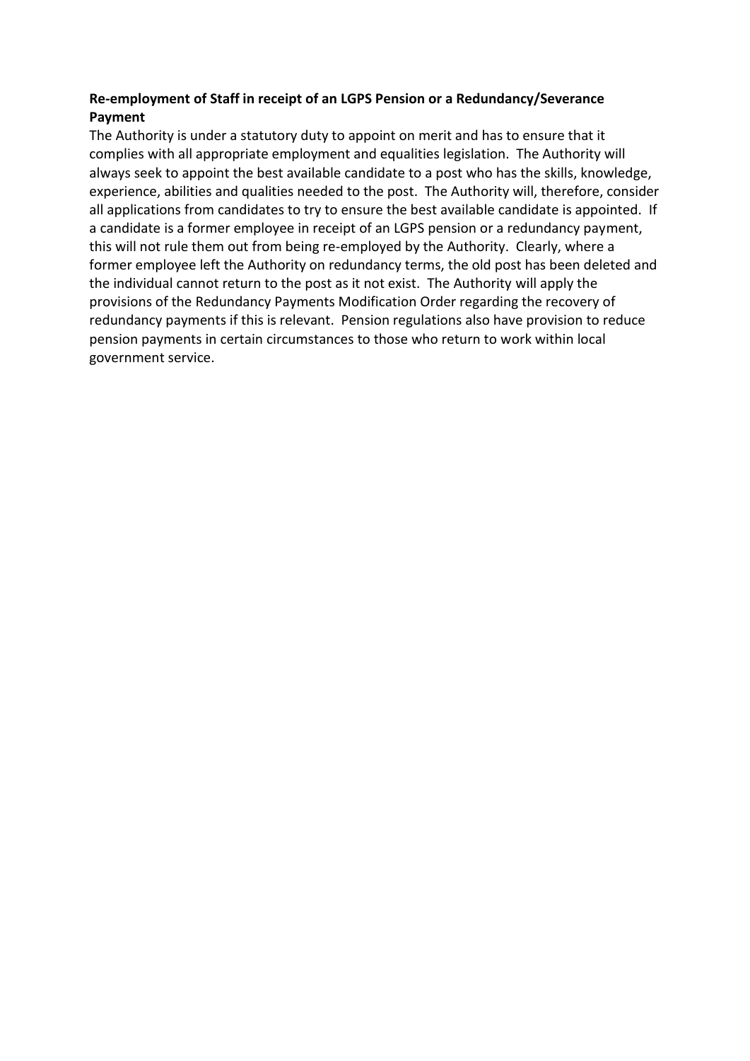**Re-employment of Staff in receipt of an LGPS Pension or a Redundancy/Severance Payment**

The Authority is under a statutory duty to appoint on merit and has to ensure that it complies with all appropriate employment and equalities legislation. The Authority will always seek to appoint the best available candidate to a post who has the skills, knowledge, experience, abilities and qualities needed to the post. The Authority will, therefore, consider all applications from candidates to try to ensure the best available candidate is appointed. If a candidate is a former employee in receipt of an LGPS pension or a redundancy payment, this will not rule them out from being re-employed by the Authority. Clearly, where a former employee left the Authority on redundancy terms, the old post has been deleted and the individual cannot return to the post as it not exist. The Authority will apply the provisions of the Redundancy Payments Modification Order regarding the recovery of redundancy payments if this is relevant. Pension regulations also have provision to reduce pension payments in certain circumstances to those who return to work within local government service.